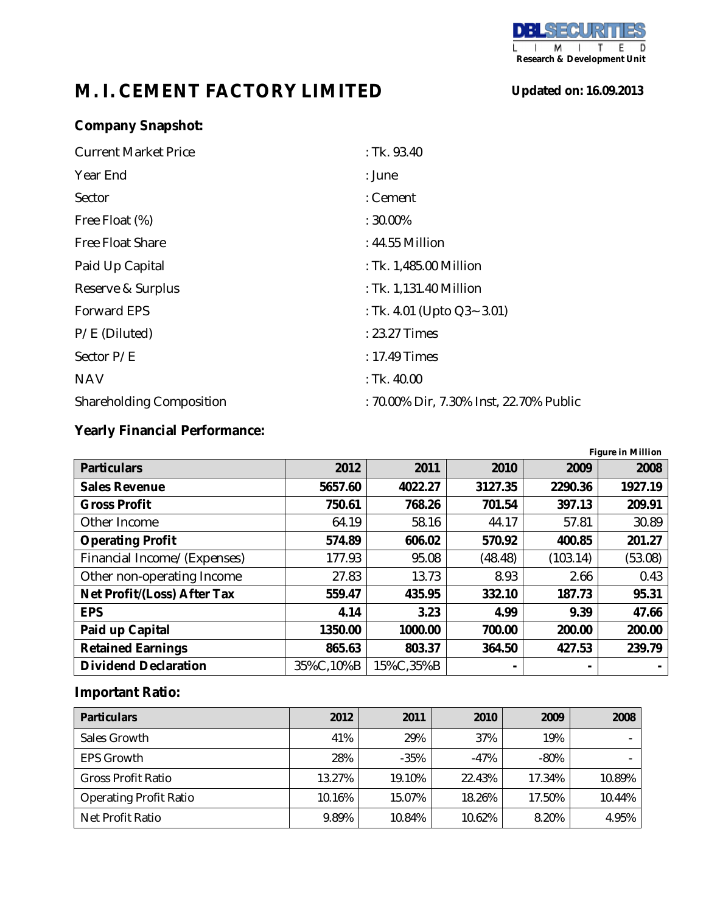DBLSECURITIES LIMITED
Research & Development Unit

# M. I. CEMENT FACTORY LIMITED

**Updated on: 16.09.2013**

## Company Snapshot:

| | |
|---|---|
| Current Market Price | : Tk. 93.40 |
| Year End | : June |
| Sector | : Cement |
| Free Float (%) | : 30.00% |
| Free Float Share | : 44.55 Million |
| Paid Up Capital | : Tk. 1,485.00 Million |
| Reserve & Surplus | : Tk. 1,131.40 Million |
| Forward EPS | : Tk. 4.01 (Upto Q3~ 3.01) |
| P/E (Diluted) | : 23.27 Times |
| Sector P/E | : 17.49 Times |
| NAV | : Tk. 40.00 |
| Shareholding Composition | : 70.00% Dir, 7.30% Inst, 22.70% Public |

## Yearly Financial Performance:

*Figure in Million*

| Particulars | 2012 | 2011 | 2010 | 2009 | 2008 |
|---|---|---|---|---|---|
| **Sales Revenue** | **5657.60** | **4022.27** | **3127.35** | **2290.36** | **1927.19** |
| **Gross Profit** | **750.61** | **768.26** | **701.54** | **397.13** | **209.91** |
| Other Income | 64.19 | 58.16 | 44.17 | 57.81 | 30.89 |
| **Operating Profit** | **574.89** | **606.02** | **570.92** | **400.85** | **201.27** |
| Financial Income/(Expenses) | 177.93 | 95.08 | (48.48) | (103.14) | (53.08) |
| Other non-operating Income | 27.83 | 13.73 | 8.93 | 2.66 | 0.43 |
| **Net Profit/(Loss) After Tax** | **559.47** | **435.95** | **332.10** | **187.73** | **95.31** |
| **EPS** | **4.14** | **3.23** | **4.99** | **9.39** | **47.66** |
| **Paid up Capital** | **1350.00** | **1000.00** | **700.00** | **200.00** | **200.00** |
| **Retained Earnings** | **865.63** | **803.37** | **364.50** | **427.53** | **239.79** |
| **Dividend Declaration** | 35%C,10%B | 15%C,35%B | - | - | - |

## Important Ratio:

| Particulars | 2012 | 2011 | 2010 | 2009 | 2008 |
|---|---|---|---|---|---|
| Sales Growth | 41% | 29% | 37% | 19% | - |
| EPS Growth | 28% | -35% | -47% | -80% | - |
| Gross Profit Ratio | 13.27% | 19.10% | 22.43% | 17.34% | 10.89% |
| Operating Profit Ratio | 10.16% | 15.07% | 18.26% | 17.50% | 10.44% |
| Net Profit Ratio | 9.89% | 10.84% | 10.62% | 8.20% | 4.95% |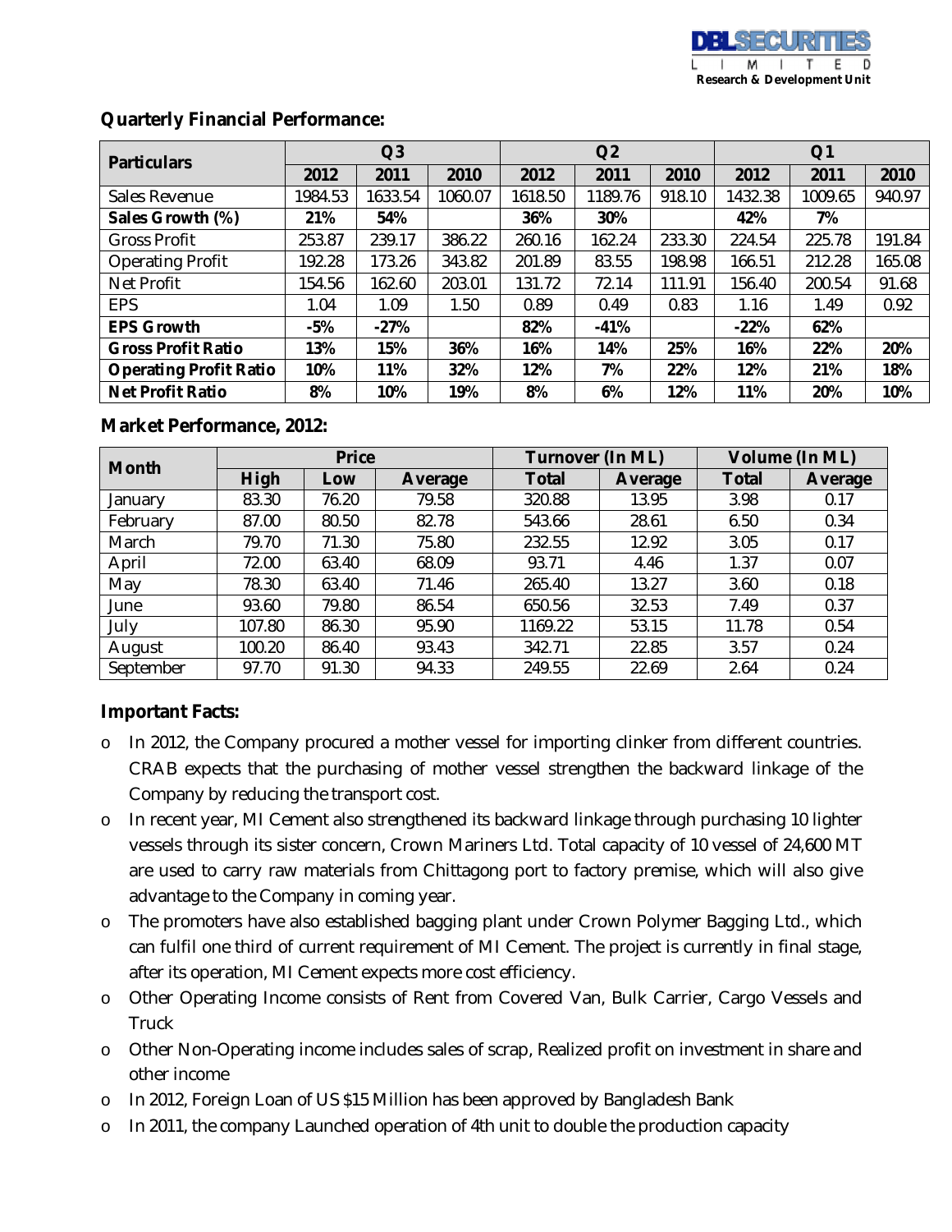## Quarterly Financial Performance:

| Particulars | Q3 | | | Q2 | | | Q1 | | |
|---|---|---|---|---|---|---|---|---|---|
| | 2012 | 2011 | 2010 | 2012 | 2011 | 2010 | 2012 | 2011 | 2010 |
| Sales Revenue | 1984.53 | 1633.54 | 1060.07 | 1618.50 | 1189.76 | 918.10 | 1432.38 | 1009.65 | 940.97 |
| **Sales Growth (%)** | **21%** | **54%** | | **36%** | **30%** | | **42%** | **7%** | |
| Gross Profit | 253.87 | 239.17 | 386.22 | 260.16 | 162.24 | 233.30 | 224.54 | 225.78 | 191.84 |
| Operating Profit | 192.28 | 173.26 | 343.82 | 201.89 | 83.55 | 198.98 | 166.51 | 212.28 | 165.08 |
| Net Profit | 154.56 | 162.60 | 203.01 | 131.72 | 72.14 | 111.91 | 156.40 | 200.54 | 91.68 |
| EPS | 1.04 | 1.09 | 1.50 | 0.89 | 0.49 | 0.83 | 1.16 | 1.49 | 0.92 |
| **EPS Growth** | **-5%** | **-27%** | | **82%** | **-41%** | | **-22%** | **62%** | |
| **Gross Profit Ratio** | **13%** | **15%** | **36%** | **16%** | **14%** | **25%** | **16%** | **22%** | **20%** |
| **Operating Profit Ratio** | **10%** | **11%** | **32%** | **12%** | **7%** | **22%** | **12%** | **21%** | **18%** |
| **Net Profit Ratio** | **8%** | **10%** | **19%** | **8%** | **6%** | **12%** | **11%** | **20%** | **10%** |

## Market Performance, 2012:

| Month | Price | | | Turnover (In ML) | | Volume (In ML) | |
|---|---|---|---|---|---|---|---|
| | High | Low | Average | Total | Average | Total | Average |
| January | 83.30 | 76.20 | 79.58 | 320.88 | 13.95 | 3.98 | 0.17 |
| February | 87.00 | 80.50 | 82.78 | 543.66 | 28.61 | 6.50 | 0.34 |
| March | 79.70 | 71.30 | 75.80 | 232.55 | 12.92 | 3.05 | 0.17 |
| April | 72.00 | 63.40 | 68.09 | 93.71 | 4.46 | 1.37 | 0.07 |
| May | 78.30 | 63.40 | 71.46 | 265.40 | 13.27 | 3.60 | 0.18 |
| June | 93.60 | 79.80 | 86.54 | 650.56 | 32.53 | 7.49 | 0.37 |
| July | 107.80 | 86.30 | 95.90 | 1169.22 | 53.15 | 11.78 | 0.54 |
| August | 100.20 | 86.40 | 93.43 | 342.71 | 22.85 | 3.57 | 0.24 |
| September | 97.70 | 91.30 | 94.33 | 249.55 | 22.69 | 2.64 | 0.24 |

## Important Facts:

- In 2012, the Company procured a mother vessel for importing clinker from different countries. CRAB expects that the purchasing of mother vessel strengthen the backward linkage of the Company by reducing the transport cost.
- In recent year, MI Cement also strengthened its backward linkage through purchasing 10 lighter vessels through its sister concern, Crown Mariners Ltd. Total capacity of 10 vessel of 24,600 MT are used to carry raw materials from Chittagong port to factory premise, which will also give advantage to the Company in coming year.
- The promoters have also established bagging plant under Crown Polymer Bagging Ltd., which can fulfil one third of current requirement of MI Cement. The project is currently in final stage, after its operation, MI Cement expects more cost efficiency.
- Other Operating Income consists of Rent from Covered Van, Bulk Carrier, Cargo Vessels and Truck
- Other Non-Operating income includes sales of scrap, Realized profit on investment in share and other income
- In 2012, Foreign Loan of US $15 Million has been approved by Bangladesh Bank
- In 2011, the company Launched operation of 4th unit to double the production capacity